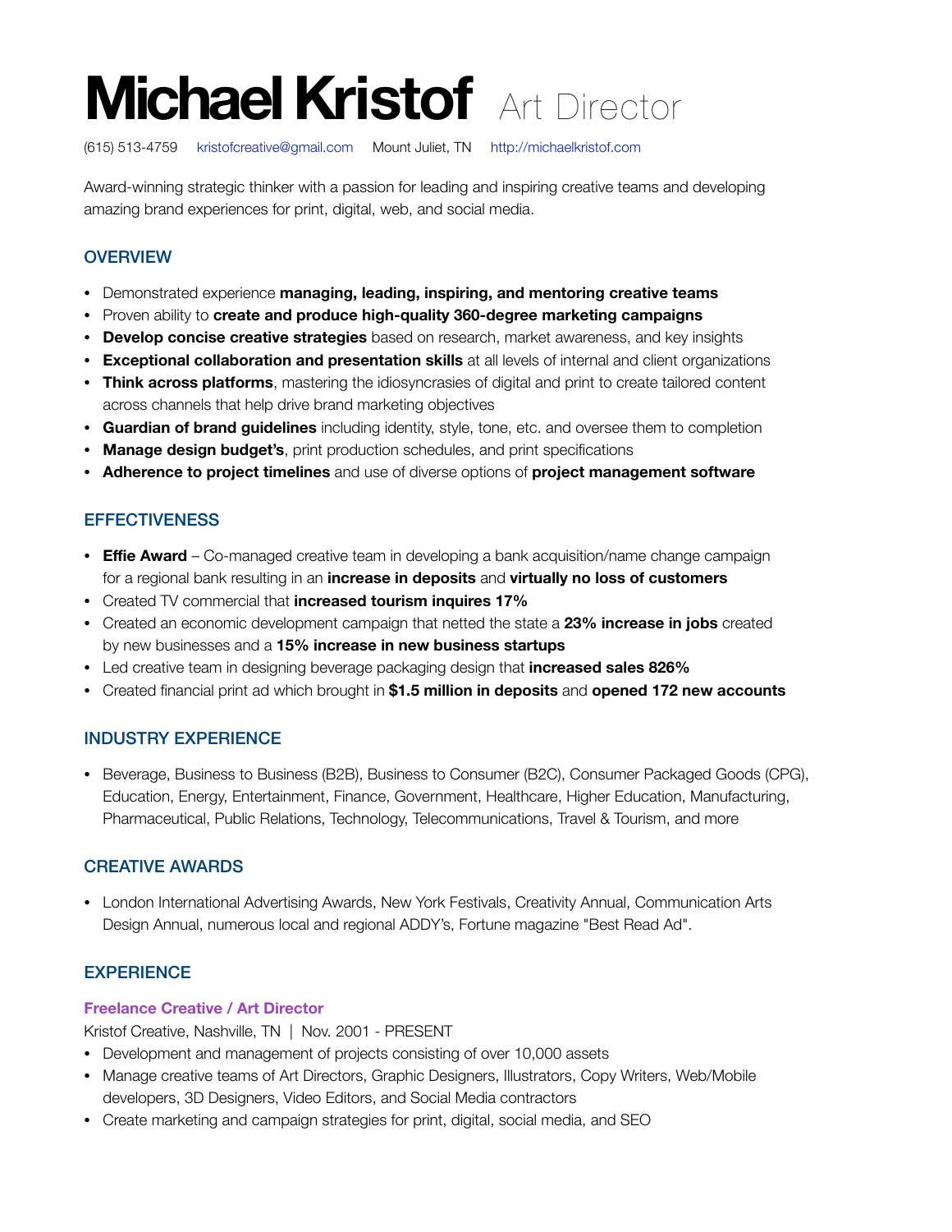# Michael Kristof Art Director

(615) 513-4759 kristofcreative@gmail.com Mount Juliet, TN http://michaelkristof.com

Award-winning strategic thinker with a passion for leading and inspiring creative teams and developing amazing brand experiences for print, digital, web, and social media.

## OVERVIEW

- Demonstrated experience **managing, leading, inspiring, and mentoring creative teams**
- Proven ability to **create and produce high-quality 360-degree marketing campaigns**
- **Develop concise creative strategies** based on research, market awareness, and key insights
- **Exceptional collaboration and presentation skills** at all levels of internal and client organizations
- **Think across platforms**, mastering the idiosyncrasies of digital and print to create tailored content across channels that help drive brand marketing objectives
- **Guardian of brand guidelines** including identity, style, tone, etc. and oversee them to completion
- **Manage design budget's**, print production schedules, and print specifications
- **Adherence to project timelines** and use of diverse options of **project management software**

## EFFECTIVENESS

- **Effie Award** – Co-managed creative team in developing a bank acquisition/name change campaign for a regional bank resulting in an **increase in deposits** and **virtually no loss of customers**
- Created TV commercial that **increased tourism inquires 17%**
- Created an economic development campaign that netted the state a **23% increase in jobs** created by new businesses and a **15% increase in new business startups**
- Led creative team in designing beverage packaging design that **increased sales 826%**
- Created financial print ad which brought in **$1.5 million in deposits** and **opened 172 new accounts**

## INDUSTRY EXPERIENCE

- Beverage, Business to Business (B2B), Business to Consumer (B2C), Consumer Packaged Goods (CPG), Education, Energy, Entertainment, Finance, Government, Healthcare, Higher Education, Manufacturing, Pharmaceutical, Public Relations, Technology, Telecommunications, Travel & Tourism, and more

## CREATIVE AWARDS

- London International Advertising Awards, New York Festivals, Creativity Annual, Communication Arts Design Annual, numerous local and regional ADDY's, Fortune magazine "Best Read Ad".

## EXPERIENCE

### Freelance Creative / Art Director

Kristof Creative, Nashville, TN | Nov. 2001 - PRESENT

- Development and management of projects consisting of over 10,000 assets
- Manage creative teams of Art Directors, Graphic Designers, Illustrators, Copy Writers, Web/Mobile developers, 3D Designers, Video Editors, and Social Media contractors
- Create marketing and campaign strategies for print, digital, social media, and SEO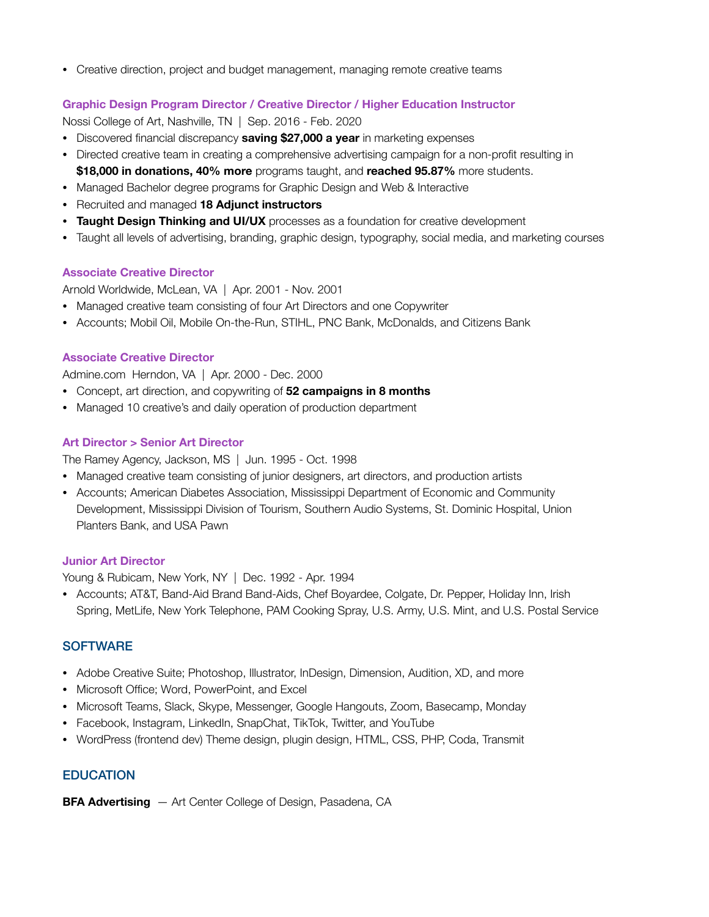- Creative direction, project and budget management, managing remote creative teams

### Graphic Design Program Director / Creative Director / Higher Education Instructor

Nossi College of Art, Nashville, TN | Sep. 2016 - Feb. 2020

- Discovered financial discrepancy **saving $27,000 a year** in marketing expenses
- Directed creative team in creating a comprehensive advertising campaign for a non-profit resulting in **$18,000 in donations, 40% more** programs taught, and **reached 95.87%** more students.
- Managed Bachelor degree programs for Graphic Design and Web & Interactive
- Recruited and managed **18 Adjunct instructors**
- **Taught Design Thinking and UI/UX** processes as a foundation for creative development
- Taught all levels of advertising, branding, graphic design, typography, social media, and marketing courses

### Associate Creative Director

Arnold Worldwide, McLean, VA | Apr. 2001 - Nov. 2001

- Managed creative team consisting of four Art Directors and one Copywriter
- Accounts; Mobil Oil, Mobile On-the-Run, STIHL, PNC Bank, McDonalds, and Citizens Bank

### Associate Creative Director

Admine.com Herndon, VA | Apr. 2000 - Dec. 2000

- Concept, art direction, and copywriting of **52 campaigns in 8 months**
- Managed 10 creative's and daily operation of production department

### Art Director > Senior Art Director

The Ramey Agency, Jackson, MS | Jun. 1995 - Oct. 1998

- Managed creative team consisting of junior designers, art directors, and production artists
- Accounts; American Diabetes Association, Mississippi Department of Economic and Community Development, Mississippi Division of Tourism, Southern Audio Systems, St. Dominic Hospital, Union Planters Bank, and USA Pawn

### Junior Art Director

Young & Rubicam, New York, NY | Dec. 1992 - Apr. 1994

- Accounts; AT&T, Band-Aid Brand Band-Aids, Chef Boyardee, Colgate, Dr. Pepper, Holiday Inn, Irish Spring, MetLife, New York Telephone, PAM Cooking Spray, U.S. Army, U.S. Mint, and U.S. Postal Service

## SOFTWARE

- Adobe Creative Suite; Photoshop, Illustrator, InDesign, Dimension, Audition, XD, and more
- Microsoft Office; Word, PowerPoint, and Excel
- Microsoft Teams, Slack, Skype, Messenger, Google Hangouts, Zoom, Basecamp, Monday
- Facebook, Instagram, LinkedIn, SnapChat, TikTok, Twitter, and YouTube
- WordPress (frontend dev) Theme design, plugin design, HTML, CSS, PHP, Coda, Transmit

## EDUCATION

**BFA Advertising** — Art Center College of Design, Pasadena, CA